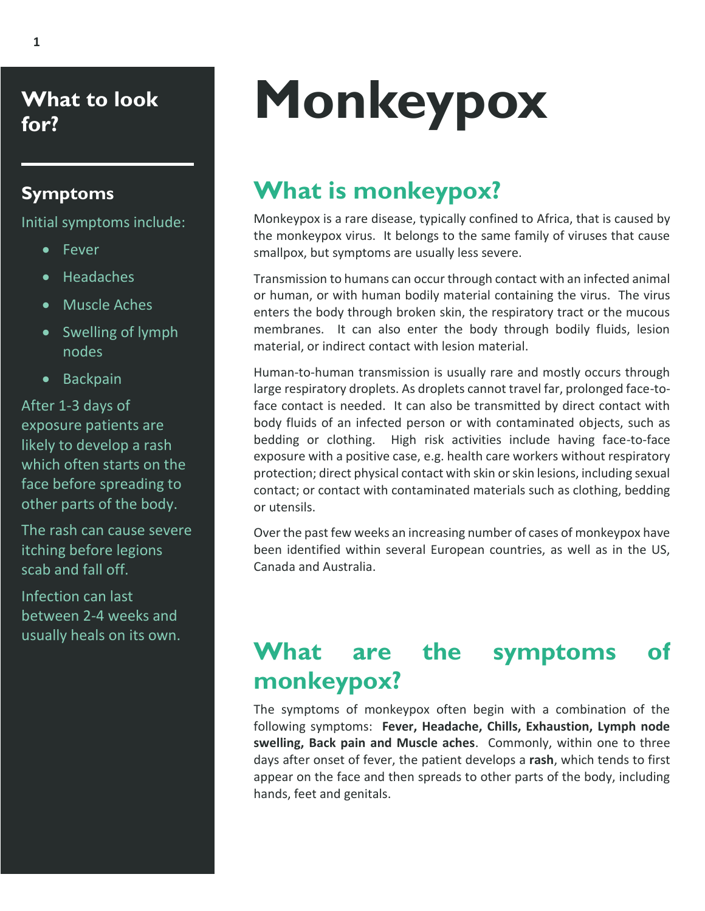# Monkeypox

## What is monkeypox?

Monkeypox is a rare disease, typically confined to Africa, that is caused by the monkeypox virus. It belongs to the same family of viruses that cause smallpox, but symptoms are usually less severe.

Transmission to humans can occur through contact with an infected animal or human, or with human bodily material containing the virus. The virus enters the body through broken skin, the respiratory tract or the mucous membranes. It can also enter the body through bodily fluids, lesion material, or indirect contact with lesion material.

Human-to-human transmission is usually rare and mostly occurs through large respiratory droplets. As droplets cannot travel far, prolonged face-to-face contact is needed. It can also be transmitted by direct contact with body fluids of an infected person or with contaminated objects, such as bedding or clothing. High risk activities include having face-to-face exposure with a positive case, e.g. health care workers without respiratory protection; direct physical contact with skin or skin lesions, including sexual contact; or contact with contaminated materials such as clothing, bedding or utensils.

Over the past few weeks an increasing number of cases of monkeypox have been identified within several European countries, as well as in the US, Canada and Australia.

## What are the symptoms of monkeypox?

The symptoms of monkeypox often begin with a combination of the following symptoms: **Fever, Headache, Chills, Exhaustion, Lymph node swelling, Back pain and Muscle aches**. Commonly, within one to three days after onset of fever, the patient develops a **rash**, which tends to first appear on the face and then spreads to other parts of the body, including hands, feet and genitals.

## What to look for?

### Symptoms

Initial symptoms include:

- Fever
- Headaches
- Muscle Aches
- Swelling of lymph nodes
- Backpain

After 1-3 days of exposure patients are likely to develop a rash which often starts on the face before spreading to other parts of the body.

The rash can cause severe itching before legions scab and fall off.

Infection can last between 2-4 weeks and usually heals on its own.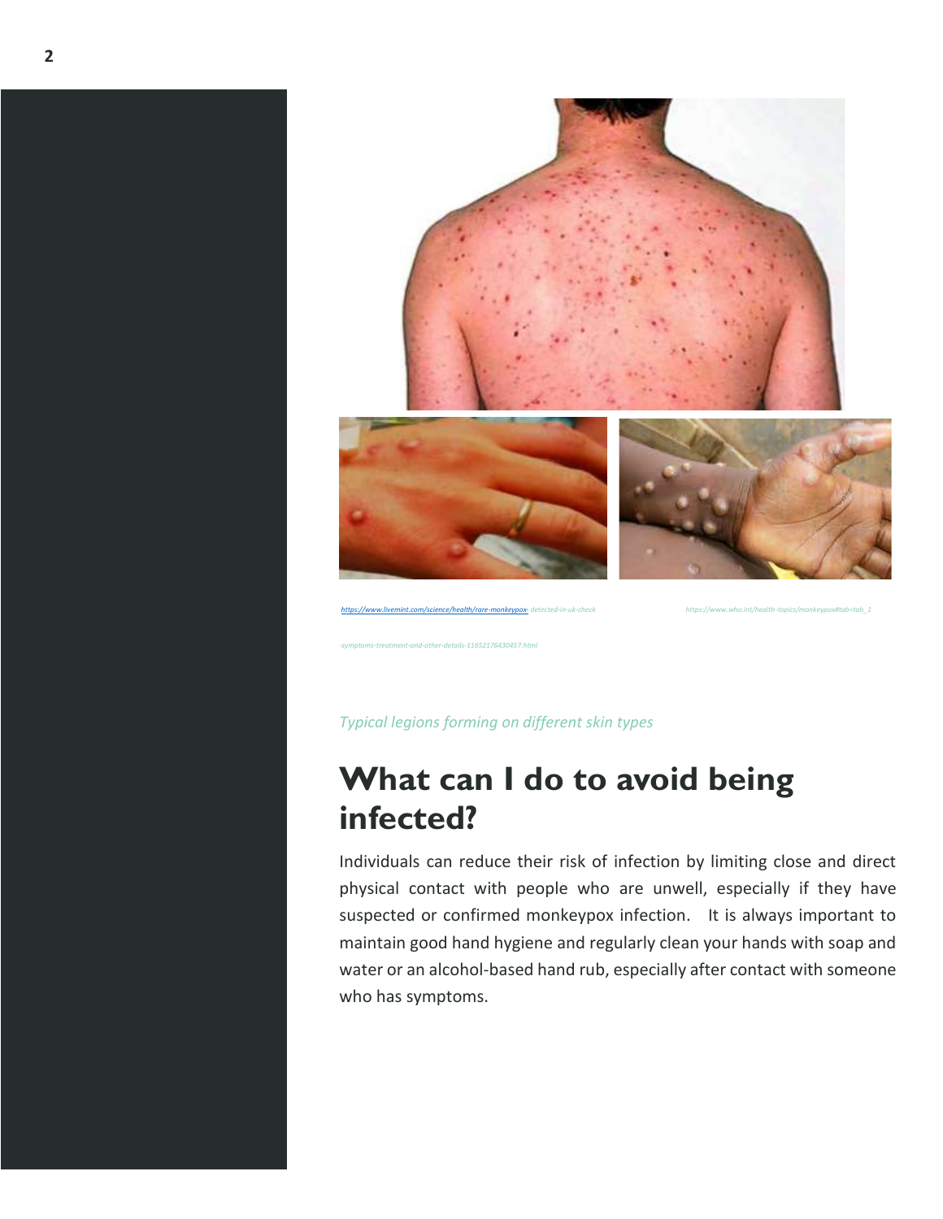https://www.livemint.com/science/health/rare-monkeypox- detected-in-uk-check -symptoms-treatment-and-other-details-11652176430457.html

https://www.who.int/health-topics/monkeypox#tab=tab_1

*Typical legions forming on different skin types*

# What can I do to avoid being infected?

Individuals can reduce their risk of infection by limiting close and direct physical contact with people who are unwell, especially if they have suspected or confirmed monkeypox infection. It is always important to maintain good hand hygiene and regularly clean your hands with soap and water or an alcohol-based hand rub, especially after contact with someone who has symptoms.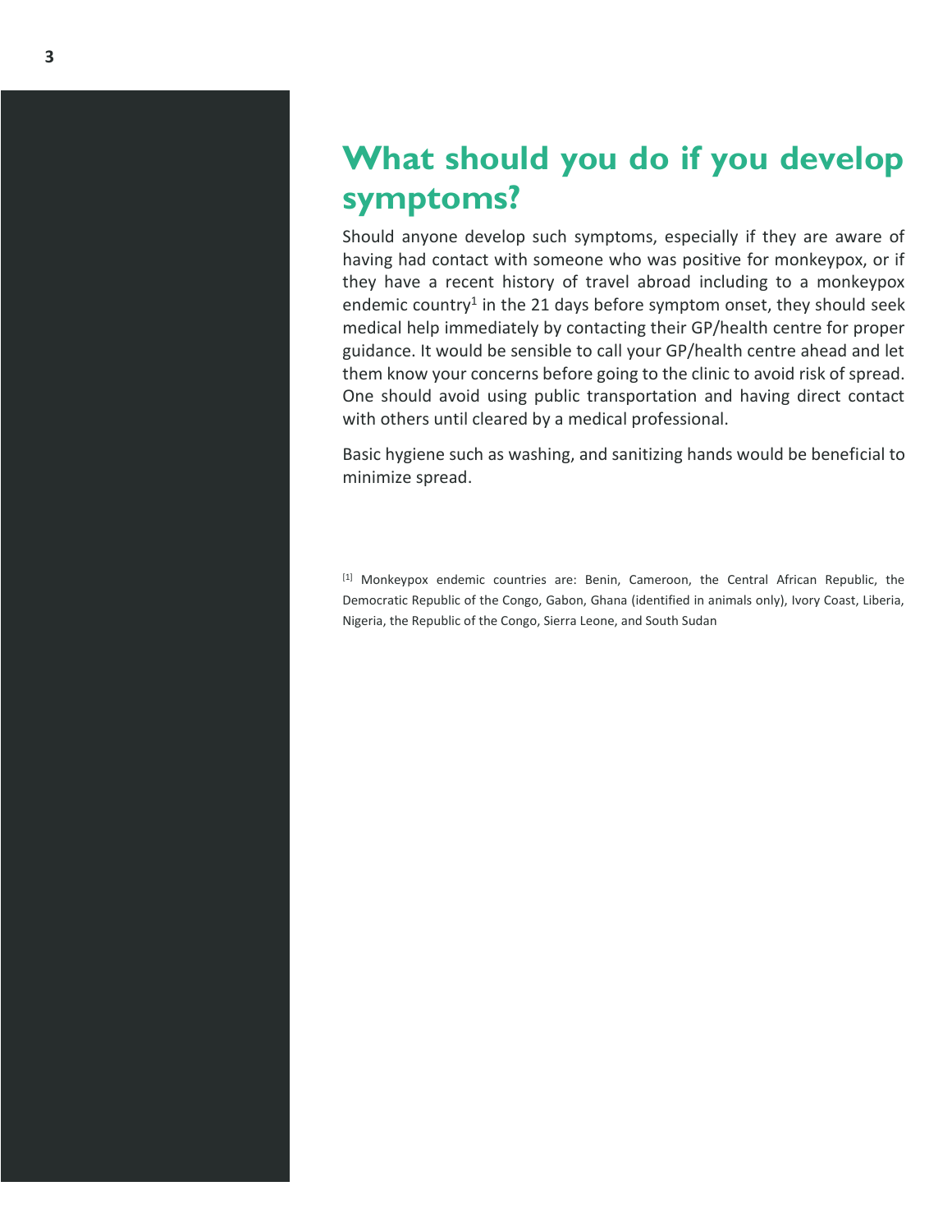## What should you do if you develop symptoms?

Should anyone develop such symptoms, especially if they are aware of having had contact with someone who was positive for monkeypox, or if they have a recent history of travel abroad including to a monkeypox endemic country[1] in the 21 days before symptom onset, they should seek medical help immediately by contacting their GP/health centre for proper guidance. It would be sensible to call your GP/health centre ahead and let them know your concerns before going to the clinic to avoid risk of spread. One should avoid using public transportation and having direct contact with others until cleared by a medical professional.

Basic hygiene such as washing, and sanitizing hands would be beneficial to minimize spread.

[1] Monkeypox endemic countries are: Benin, Cameroon, the Central African Republic, the Democratic Republic of the Congo, Gabon, Ghana (identified in animals only), Ivory Coast, Liberia, Nigeria, the Republic of the Congo, Sierra Leone, and South Sudan